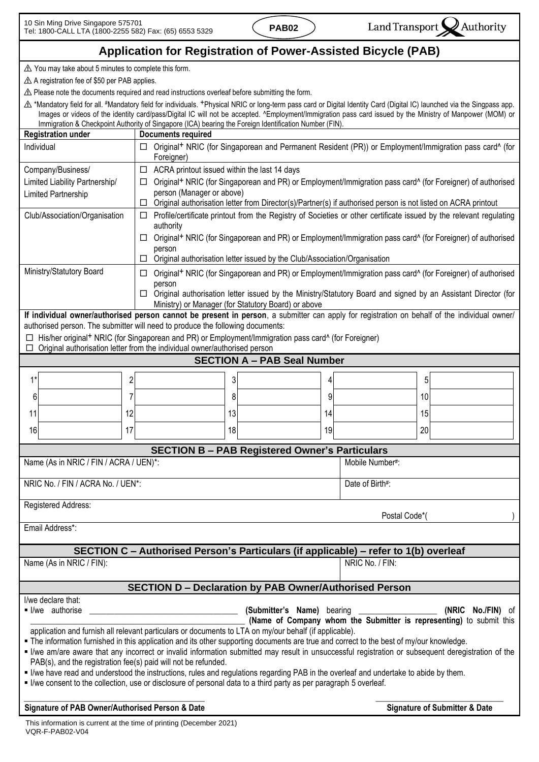10 Sin Ming Drive Singapore 575701
Tel: 1800-CALL LTA (1800-2255 582) Fax: (65) 6553 5329

**PAB02**

Land Transport Authority

# Application for Registration of Power-Assisted Bicycle (PAB)

⚠ You may take about 5 minutes to complete this form.

⚠ A registration fee of $50 per PAB applies.

⚠ Please note the documents required and read instructions overleaf before submitting the form.

⚠ *Mandatory field for all. #Mandatory field for individuals. +Physical NRIC or long-term pass card or Digital Identity Card (Digital IC) launched via the Singpass app. Images or videos of the identity card/pass/Digital IC will not be accepted. ^Employment/Immigration pass card issued by the Ministry of Manpower (MOM) or Immigration & Checkpoint Authority of Singapore (ICA) bearing the Foreign Identification Number (FIN).

| Registration under | Documents required |
|---|---|
| Individual | ☐ Original+ NRIC (for Singaporean and Permanent Resident (PR)) or Employment/Immigration pass card^ (for Foreigner) |
| Company/Business/ Limited Liability Partnership/ Limited Partnership | ☐ ACRA printout issued within the last 14 days<br>☐ Original+ NRIC (for Singaporean and PR) or Employment/Immigration pass card^ (for Foreigner) of authorised person (Manager or above)<br>☐ Original authorisation letter from Director(s)/Partner(s) if authorised person is not listed on ACRA printout |
| Club/Association/Organisation | ☐ Profile/certificate printout from the Registry of Societies or other certificate issued by the relevant regulating authority<br>☐ Original+ NRIC (for Singaporean and PR) or Employment/Immigration pass card^ (for Foreigner) of authorised person<br>☐ Original authorisation letter issued by the Club/Association/Organisation |
| Ministry/Statutory Board | ☐ Original+ NRIC (for Singaporean and PR) or Employment/Immigration pass card^ (for Foreigner) of authorised person<br>☐ Original authorisation letter issued by the Ministry/Statutory Board and signed by an Assistant Director (for Ministry) or Manager (for Statutory Board) or above |

**If individual owner/authorised person cannot be present in person**, a submitter can apply for registration on behalf of the individual owner/ authorised person. The submitter will need to produce the following documents:

☐ His/her original+ NRIC (for Singaporean and PR) or Employment/Immigration pass card^ (for Foreigner)

☐ Original authorisation letter from the individual owner/authorised person

## SECTION A – PAB Seal Number

| | | | | | | | | | |
|---|---|---|---|---|---|---|---|---|---|
| 1* | | 2 | | 3 | | 4 | | 5 | |
| 6 | | 7 | | 8 | | 9 | | 10 | |
| 11 | | 12 | | 13 | | 14 | | 15 | |
| 16 | | 17 | | 18 | | 19 | | 20 | |

## SECTION B – PAB Registered Owner's Particulars

| | |
|---|---|
| Name (As in NRIC / FIN / ACRA / UEN)*: | Mobile Number#: |
| NRIC No. / FIN / ACRA No. / UEN*: | Date of Birth#: |
| Registered Address: | Postal Code*( ) |
| Email Address*: | |

## SECTION C – Authorised Person's Particulars (if applicable) – refer to 1(b) overleaf

| | |
|---|---|
| Name (As in NRIC / FIN): | NRIC No. / FIN: |

## SECTION D – Declaration by PAB Owner/Authorised Person

I/we declare that:

- I/we authorise ____________________ **(Submitter's Name)** bearing ____________ **(NRIC No./FIN)** of ____________________ **(Name of Company whom the Submitter is representing)** to submit this application and furnish all relevant particulars or documents to LTA on my/our behalf (if applicable).
- The information furnished in this application and its other supporting documents are true and correct to the best of my/our knowledge.
- I/we am/are aware that any incorrect or invalid information submitted may result in unsuccessful registration or subsequent deregistration of the PAB(s), and the registration fee(s) paid will not be refunded.
- I/we have read and understood the instructions, rules and regulations regarding PAB in the overleaf and undertake to abide by them.
- I/we consent to the collection, use or disclosure of personal data to a third party as per paragraph 5 overleaf.

**Signature of PAB Owner/Authorised Person & Date**

**Signature of Submitter & Date**

This information is current at the time of printing (December 2021)
VQR-F-PAB02-V04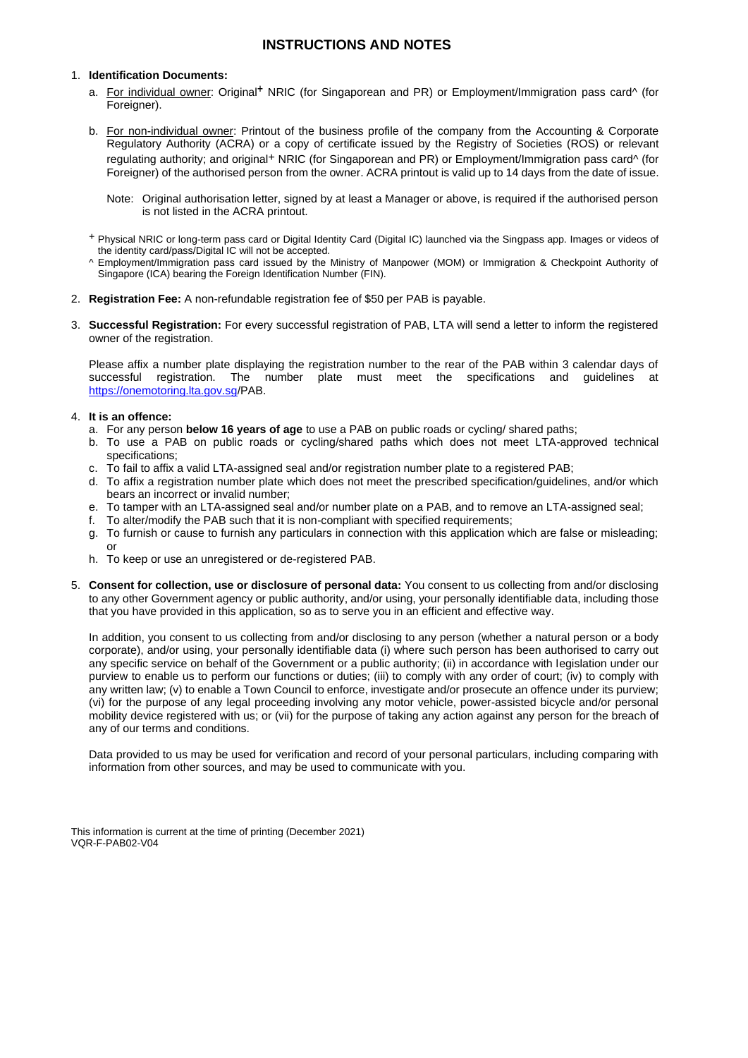# INSTRUCTIONS AND NOTES

1. **Identification Documents:**
   a. For individual owner: Original+ NRIC (for Singaporean and PR) or Employment/Immigration pass card^ (for Foreigner).

   b. For non-individual owner: Printout of the business profile of the company from the Accounting & Corporate Regulatory Authority (ACRA) or a copy of certificate issued by the Registry of Societies (ROS) or relevant regulating authority; and original+ NRIC (for Singaporean and PR) or Employment/Immigration pass card^ (for Foreigner) of the authorised person from the owner. ACRA printout is valid up to 14 days from the date of issue.

      Note: Original authorisation letter, signed by at least a Manager or above, is required if the authorised person is not listed in the ACRA printout.

   + Physical NRIC or long-term pass card or Digital Identity Card (Digital IC) launched via the Singpass app. Images or videos of the identity card/pass/Digital IC will not be accepted.

   ^ Employment/Immigration pass card issued by the Ministry of Manpower (MOM) or Immigration & Checkpoint Authority of Singapore (ICA) bearing the Foreign Identification Number (FIN).

2. **Registration Fee:** A non-refundable registration fee of $50 per PAB is payable.

3. **Successful Registration:** For every successful registration of PAB, LTA will send a letter to inform the registered owner of the registration.

   Please affix a number plate displaying the registration number to the rear of the PAB within 3 calendar days of successful registration. The number plate must meet the specifications and guidelines at https://onemotoring.lta.gov.sg/PAB.

4. **It is an offence:**
   a. For any person **below 16 years of age** to use a PAB on public roads or cycling/ shared paths;
   b. To use a PAB on public roads or cycling/shared paths which does not meet LTA-approved technical specifications;
   c. To fail to affix a valid LTA-assigned seal and/or registration number plate to a registered PAB;
   d. To affix a registration number plate which does not meet the prescribed specification/guidelines, and/or which bears an incorrect or invalid number;
   e. To tamper with an LTA-assigned seal and/or number plate on a PAB, and to remove an LTA-assigned seal;
   f. To alter/modify the PAB such that it is non-compliant with specified requirements;
   g. To furnish or cause to furnish any particulars in connection with this application which are false or misleading; or
   h. To keep or use an unregistered or de-registered PAB.

5. **Consent for collection, use or disclosure of personal data:** You consent to us collecting from and/or disclosing to any other Government agency or public authority, and/or using, your personally identifiable data, including those that you have provided in this application, so as to serve you in an efficient and effective way.

   In addition, you consent to us collecting from and/or disclosing to any person (whether a natural person or a body corporate), and/or using, your personally identifiable data (i) where such person has been authorised to carry out any specific service on behalf of the Government or a public authority; (ii) in accordance with legislation under our purview to enable us to perform our functions or duties; (iii) to comply with any order of court; (iv) to comply with any written law; (v) to enable a Town Council to enforce, investigate and/or prosecute an offence under its purview; (vi) for the purpose of any legal proceeding involving any motor vehicle, power-assisted bicycle and/or personal mobility device registered with us; or (vii) for the purpose of taking any action against any person for the breach of any of our terms and conditions.

   Data provided to us may be used for verification and record of your personal particulars, including comparing with information from other sources, and may be used to communicate with you.

This information is current at the time of printing (December 2021)
VQR-F-PAB02-V04